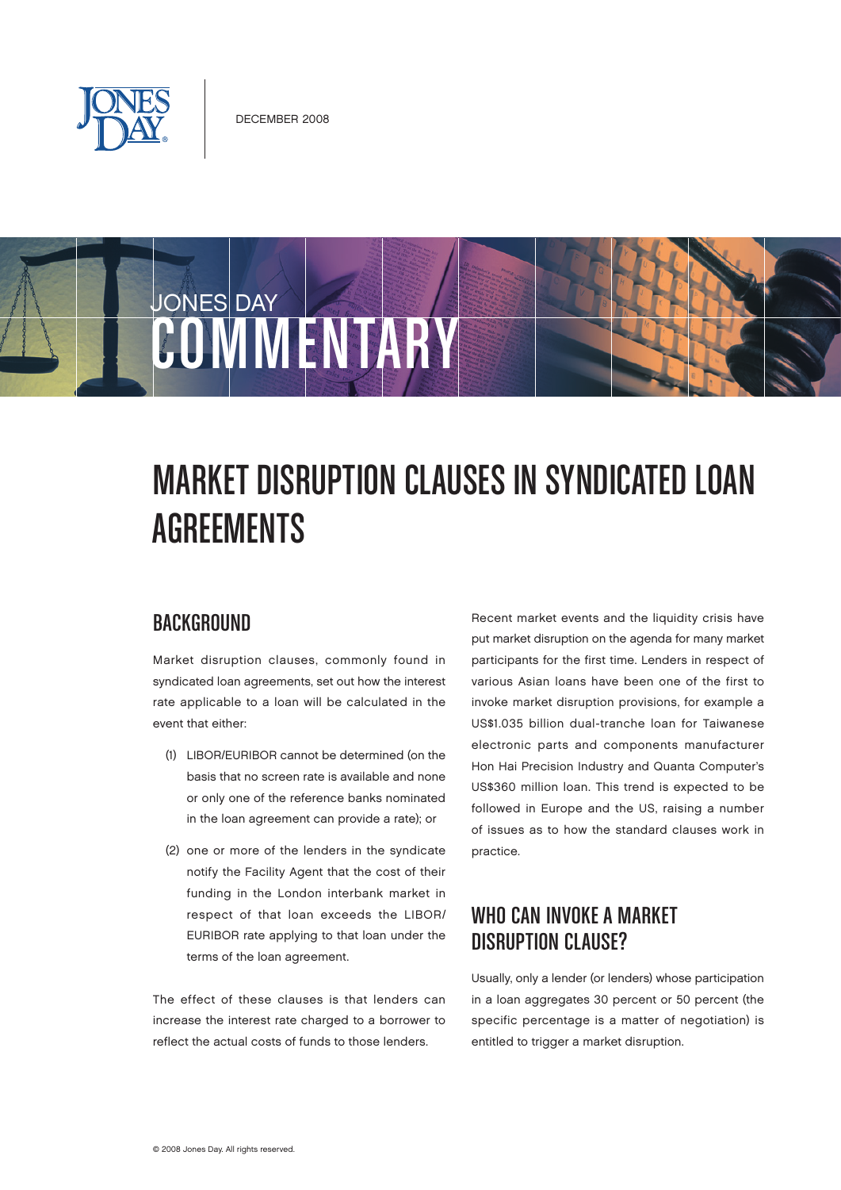JONES DAY

DECEMBER 2008

JONES DAY COMMENTARY

# MARKET DISRUPTION CLAUSES IN SYNDICATED LOAN AGREEMENTS

## BACKGROUND

Market disruption clauses, commonly found in syndicated loan agreements, set out how the interest rate applicable to a loan will be calculated in the event that either:

(1) LIBOR/EURIBOR cannot be determined (on the basis that no screen rate is available and none or only one of the reference banks nominated in the loan agreement can provide a rate); or

(2) one or more of the lenders in the syndicate notify the Facility Agent that the cost of their funding in the London interbank market in respect of that loan exceeds the LIBOR/EURIBOR rate applying to that loan under the terms of the loan agreement.

The effect of these clauses is that lenders can increase the interest rate charged to a borrower to reflect the actual costs of funds to those lenders.

Recent market events and the liquidity crisis have put market disruption on the agenda for many market participants for the first time. Lenders in respect of various Asian loans have been one of the first to invoke market disruption provisions, for example a US$1.035 billion dual-tranche loan for Taiwanese electronic parts and components manufacturer Hon Hai Precision Industry and Quanta Computer's US$360 million loan. This trend is expected to be followed in Europe and the US, raising a number of issues as to how the standard clauses work in practice.

## WHO CAN INVOKE A MARKET DISRUPTION CLAUSE?

Usually, only a lender (or lenders) whose participation in a loan aggregates 30 percent or 50 percent (the specific percentage is a matter of negotiation) is entitled to trigger a market disruption.

© 2008 Jones Day. All rights reserved.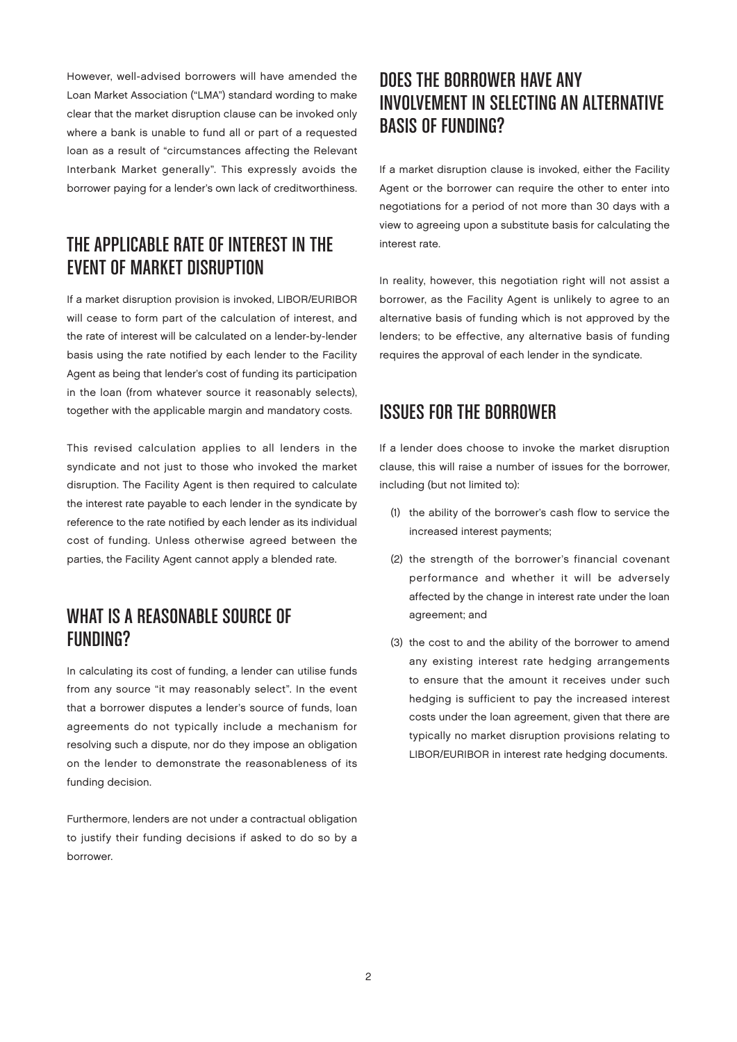However, well-advised borrowers will have amended the Loan Market Association ("LMA") standard wording to make clear that the market disruption clause can be invoked only where a bank is unable to fund all or part of a requested loan as a result of "circumstances affecting the Relevant Interbank Market generally". This expressly avoids the borrower paying for a lender's own lack of creditworthiness.

## THE APPLICABLE RATE OF INTEREST IN THE EVENT OF MARKET DISRUPTION

If a market disruption provision is invoked, LIBOR/EURIBOR will cease to form part of the calculation of interest, and the rate of interest will be calculated on a lender-by-lender basis using the rate notified by each lender to the Facility Agent as being that lender's cost of funding its participation in the loan (from whatever source it reasonably selects), together with the applicable margin and mandatory costs.

This revised calculation applies to all lenders in the syndicate and not just to those who invoked the market disruption. The Facility Agent is then required to calculate the interest rate payable to each lender in the syndicate by reference to the rate notified by each lender as its individual cost of funding. Unless otherwise agreed between the parties, the Facility Agent cannot apply a blended rate.

## WHAT IS A REASONABLE SOURCE OF FUNDING?

In calculating its cost of funding, a lender can utilise funds from any source "it may reasonably select". In the event that a borrower disputes a lender's source of funds, loan agreements do not typically include a mechanism for resolving such a dispute, nor do they impose an obligation on the lender to demonstrate the reasonableness of its funding decision.

Furthermore, lenders are not under a contractual obligation to justify their funding decisions if asked to do so by a borrower.

## DOES THE BORROWER HAVE ANY INVOLVEMENT IN SELECTING AN ALTERNATIVE BASIS OF FUNDING?

If a market disruption clause is invoked, either the Facility Agent or the borrower can require the other to enter into negotiations for a period of not more than 30 days with a view to agreeing upon a substitute basis for calculating the interest rate.

In reality, however, this negotiation right will not assist a borrower, as the Facility Agent is unlikely to agree to an alternative basis of funding which is not approved by the lenders; to be effective, any alternative basis of funding requires the approval of each lender in the syndicate.

## ISSUES FOR THE BORROWER

If a lender does choose to invoke the market disruption clause, this will raise a number of issues for the borrower, including (but not limited to):

(1) the ability of the borrower's cash flow to service the increased interest payments;

(2) the strength of the borrower's financial covenant performance and whether it will be adversely affected by the change in interest rate under the loan agreement; and

(3) the cost to and the ability of the borrower to amend any existing interest rate hedging arrangements to ensure that the amount it receives under such hedging is sufficient to pay the increased interest costs under the loan agreement, given that there are typically no market disruption provisions relating to LIBOR/EURIBOR in interest rate hedging documents.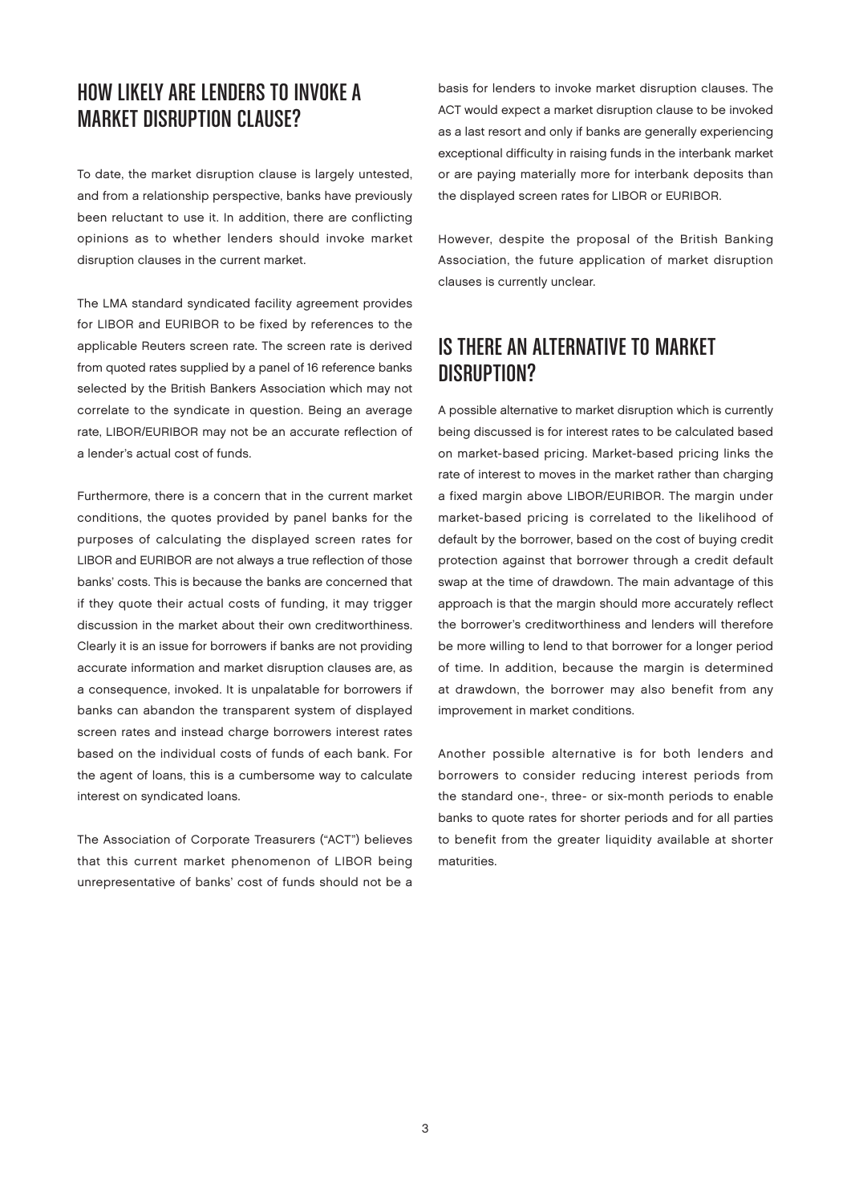## HOW LIKELY ARE LENDERS TO INVOKE A MARKET DISRUPTION CLAUSE?

To date, the market disruption clause is largely untested, and from a relationship perspective, banks have previously been reluctant to use it. In addition, there are conflicting opinions as to whether lenders should invoke market disruption clauses in the current market.

The LMA standard syndicated facility agreement provides for LIBOR and EURIBOR to be fixed by references to the applicable Reuters screen rate. The screen rate is derived from quoted rates supplied by a panel of 16 reference banks selected by the British Bankers Association which may not correlate to the syndicate in question. Being an average rate, LIBOR/EURIBOR may not be an accurate reflection of a lender's actual cost of funds.

Furthermore, there is a concern that in the current market conditions, the quotes provided by panel banks for the purposes of calculating the displayed screen rates for LIBOR and EURIBOR are not always a true reflection of those banks' costs. This is because the banks are concerned that if they quote their actual costs of funding, it may trigger discussion in the market about their own creditworthiness. Clearly it is an issue for borrowers if banks are not providing accurate information and market disruption clauses are, as a consequence, invoked. It is unpalatable for borrowers if banks can abandon the transparent system of displayed screen rates and instead charge borrowers interest rates based on the individual costs of funds of each bank. For the agent of loans, this is a cumbersome way to calculate interest on syndicated loans.

The Association of Corporate Treasurers ("ACT") believes that this current market phenomenon of LIBOR being unrepresentative of banks' cost of funds should not be a basis for lenders to invoke market disruption clauses. The ACT would expect a market disruption clause to be invoked as a last resort and only if banks are generally experiencing exceptional difficulty in raising funds in the interbank market or are paying materially more for interbank deposits than the displayed screen rates for LIBOR or EURIBOR.

However, despite the proposal of the British Banking Association, the future application of market disruption clauses is currently unclear.

## IS THERE AN ALTERNATIVE TO MARKET DISRUPTION?

A possible alternative to market disruption which is currently being discussed is for interest rates to be calculated based on market-based pricing. Market-based pricing links the rate of interest to moves in the market rather than charging a fixed margin above LIBOR/EURIBOR. The margin under market-based pricing is correlated to the likelihood of default by the borrower, based on the cost of buying credit protection against that borrower through a credit default swap at the time of drawdown. The main advantage of this approach is that the margin should more accurately reflect the borrower's creditworthiness and lenders will therefore be more willing to lend to that borrower for a longer period of time. In addition, because the margin is determined at drawdown, the borrower may also benefit from any improvement in market conditions.

Another possible alternative is for both lenders and borrowers to consider reducing interest periods from the standard one-, three- or six-month periods to enable banks to quote rates for shorter periods and for all parties to benefit from the greater liquidity available at shorter maturities.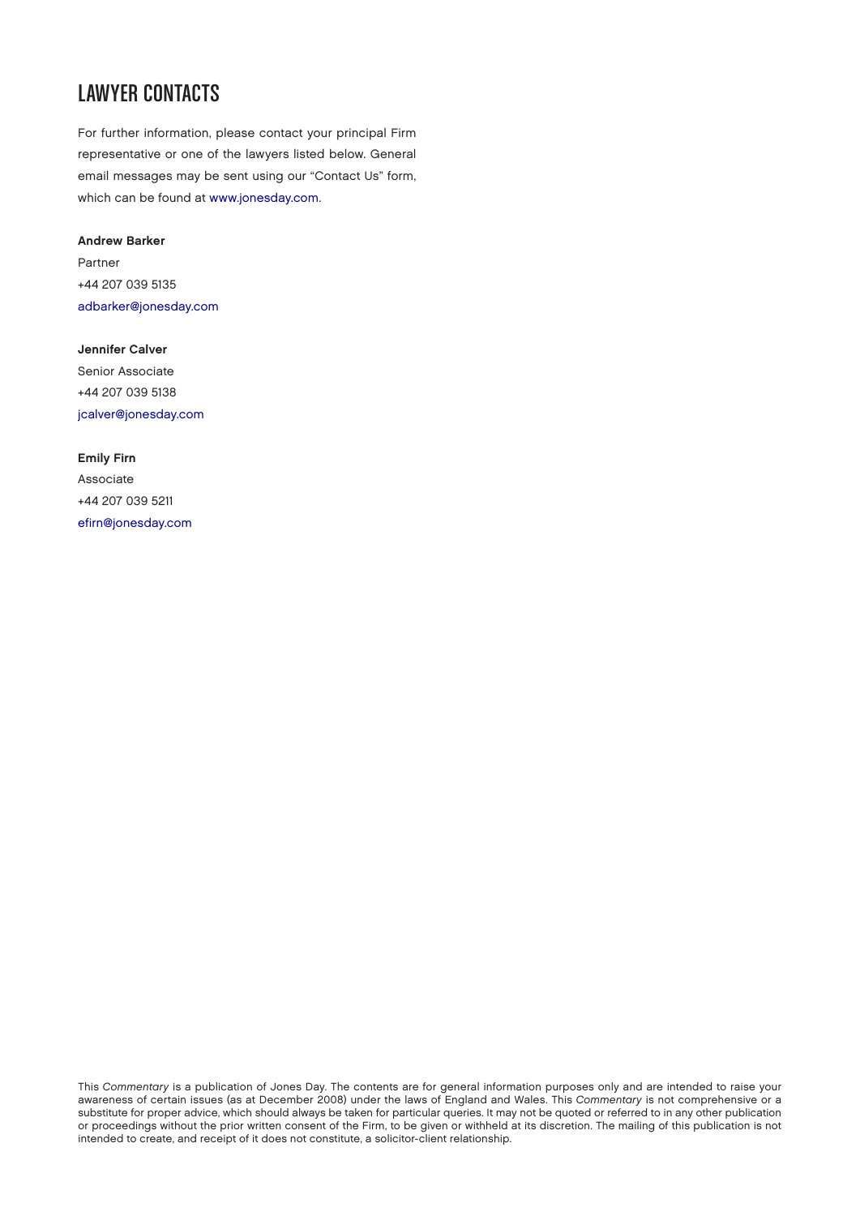# LAWYER CONTACTS

For further information, please contact your principal Firm representative or one of the lawyers listed below. General email messages may be sent using our "Contact Us" form, which can be found at www.jonesday.com.

**Andrew Barker**
Partner
+44 207 039 5135
adbarker@jonesday.com

**Jennifer Calver**
Senior Associate
+44 207 039 5138
jcalver@jonesday.com

**Emily Firn**
Associate
+44 207 039 5211
efirn@jonesday.com

This *Commentary* is a publication of Jones Day. The contents are for general information purposes only and are intended to raise your awareness of certain issues (as at December 2008) under the laws of England and Wales. This *Commentary* is not comprehensive or a substitute for proper advice, which should always be taken for particular queries. It may not be quoted or referred to in any other publication or proceedings without the prior written consent of the Firm, to be given or withheld at its discretion. The mailing of this publication is not intended to create, and receipt of it does not constitute, a solicitor-client relationship.